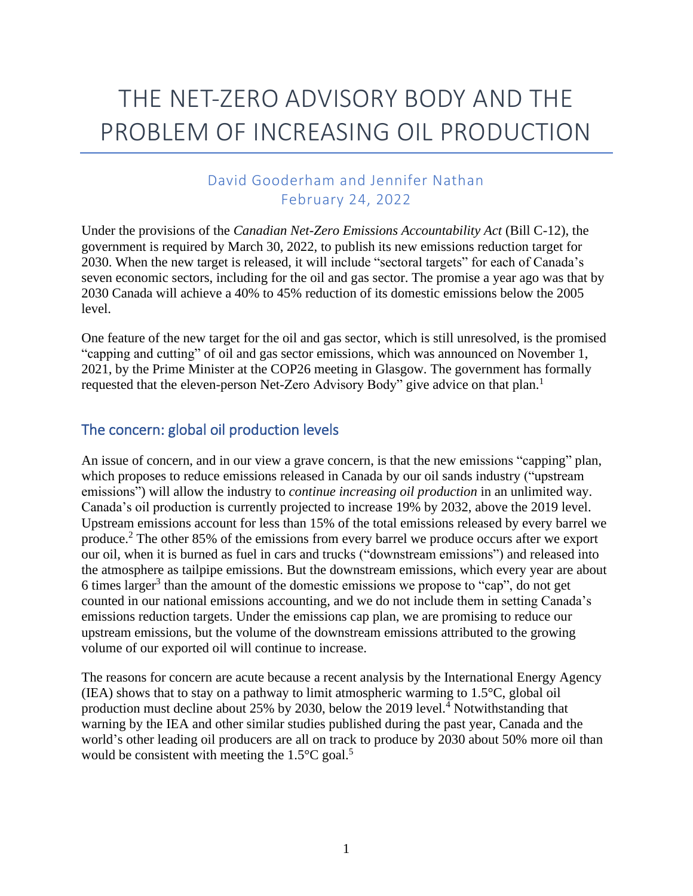# THE NET-ZERO ADVISORY BODY AND THE PROBLEM OF INCREASING OIL PRODUCTION

David Gooderham and Jennifer Nathan
February 24, 2022

Under the provisions of the *Canadian Net-Zero Emissions Accountability Act* (Bill C-12), the government is required by March 30, 2022, to publish its new emissions reduction target for 2030. When the new target is released, it will include "sectoral targets" for each of Canada's seven economic sectors, including for the oil and gas sector. The promise a year ago was that by 2030 Canada will achieve a 40% to 45% reduction of its domestic emissions below the 2005 level.

One feature of the new target for the oil and gas sector, which is still unresolved, is the promised "capping and cutting" of oil and gas sector emissions, which was announced on November 1, 2021, by the Prime Minister at the COP26 meeting in Glasgow. The government has formally requested that the eleven-person Net-Zero Advisory Body" give advice on that plan.[1]

## The concern: global oil production levels

An issue of concern, and in our view a grave concern, is that the new emissions "capping" plan, which proposes to reduce emissions released in Canada by our oil sands industry ("upstream emissions") will allow the industry to *continue increasing oil production* in an unlimited way. Canada's oil production is currently projected to increase 19% by 2032, above the 2019 level. Upstream emissions account for less than 15% of the total emissions released by every barrel we produce.[2] The other 85% of the emissions from every barrel we produce occurs after we export our oil, when it is burned as fuel in cars and trucks ("downstream emissions") and released into the atmosphere as tailpipe emissions. But the downstream emissions, which every year are about 6 times larger[3] than the amount of the domestic emissions we propose to "cap", do not get counted in our national emissions accounting, and we do not include them in setting Canada's emissions reduction targets. Under the emissions cap plan, we are promising to reduce our upstream emissions, but the volume of the downstream emissions attributed to the growing volume of our exported oil will continue to increase.

The reasons for concern are acute because a recent analysis by the International Energy Agency (IEA) shows that to stay on a pathway to limit atmospheric warming to 1.5°C, global oil production must decline about 25% by 2030, below the 2019 level.[4] Notwithstanding that warning by the IEA and other similar studies published during the past year, Canada and the world's other leading oil producers are all on track to produce by 2030 about 50% more oil than would be consistent with meeting the 1.5°C goal.[5]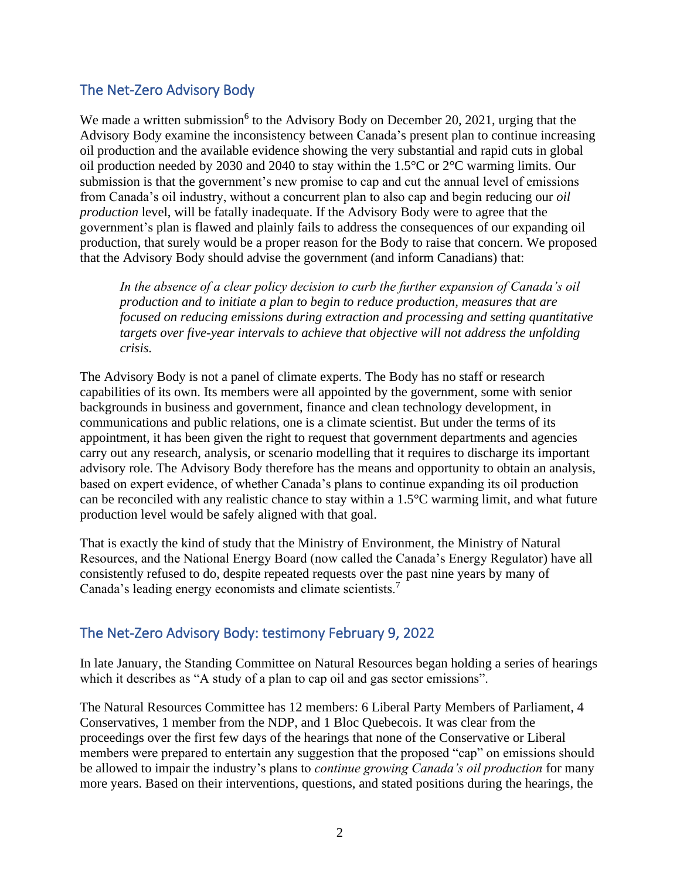## The Net-Zero Advisory Body

We made a written submission[6] to the Advisory Body on December 20, 2021, urging that the Advisory Body examine the inconsistency between Canada's present plan to continue increasing oil production and the available evidence showing the very substantial and rapid cuts in global oil production needed by 2030 and 2040 to stay within the 1.5°C or 2°C warming limits. Our submission is that the government's new promise to cap and cut the annual level of emissions from Canada's oil industry, without a concurrent plan to also cap and begin reducing our *oil production* level, will be fatally inadequate. If the Advisory Body were to agree that the government's plan is flawed and plainly fails to address the consequences of our expanding oil production, that surely would be a proper reason for the Body to raise that concern. We proposed that the Advisory Body should advise the government (and inform Canadians) that:

> *In the absence of a clear policy decision to curb the further expansion of Canada's oil production and to initiate a plan to begin to reduce production, measures that are focused on reducing emissions during extraction and processing and setting quantitative targets over five-year intervals to achieve that objective will not address the unfolding crisis.*

The Advisory Body is not a panel of climate experts. The Body has no staff or research capabilities of its own. Its members were all appointed by the government, some with senior backgrounds in business and government, finance and clean technology development, in communications and public relations, one is a climate scientist. But under the terms of its appointment, it has been given the right to request that government departments and agencies carry out any research, analysis, or scenario modelling that it requires to discharge its important advisory role. The Advisory Body therefore has the means and opportunity to obtain an analysis, based on expert evidence, of whether Canada's plans to continue expanding its oil production can be reconciled with any realistic chance to stay within a 1.5°C warming limit, and what future production level would be safely aligned with that goal.

That is exactly the kind of study that the Ministry of Environment, the Ministry of Natural Resources, and the National Energy Board (now called the Canada's Energy Regulator) have all consistently refused to do, despite repeated requests over the past nine years by many of Canada's leading energy economists and climate scientists.[7]

## The Net-Zero Advisory Body: testimony February 9, 2022

In late January, the Standing Committee on Natural Resources began holding a series of hearings which it describes as "A study of a plan to cap oil and gas sector emissions".

The Natural Resources Committee has 12 members: 6 Liberal Party Members of Parliament, 4 Conservatives, 1 member from the NDP, and 1 Bloc Quebecois. It was clear from the proceedings over the first few days of the hearings that none of the Conservative or Liberal members were prepared to entertain any suggestion that the proposed "cap" on emissions should be allowed to impair the industry's plans to *continue growing Canada's oil production* for many more years. Based on their interventions, questions, and stated positions during the hearings, the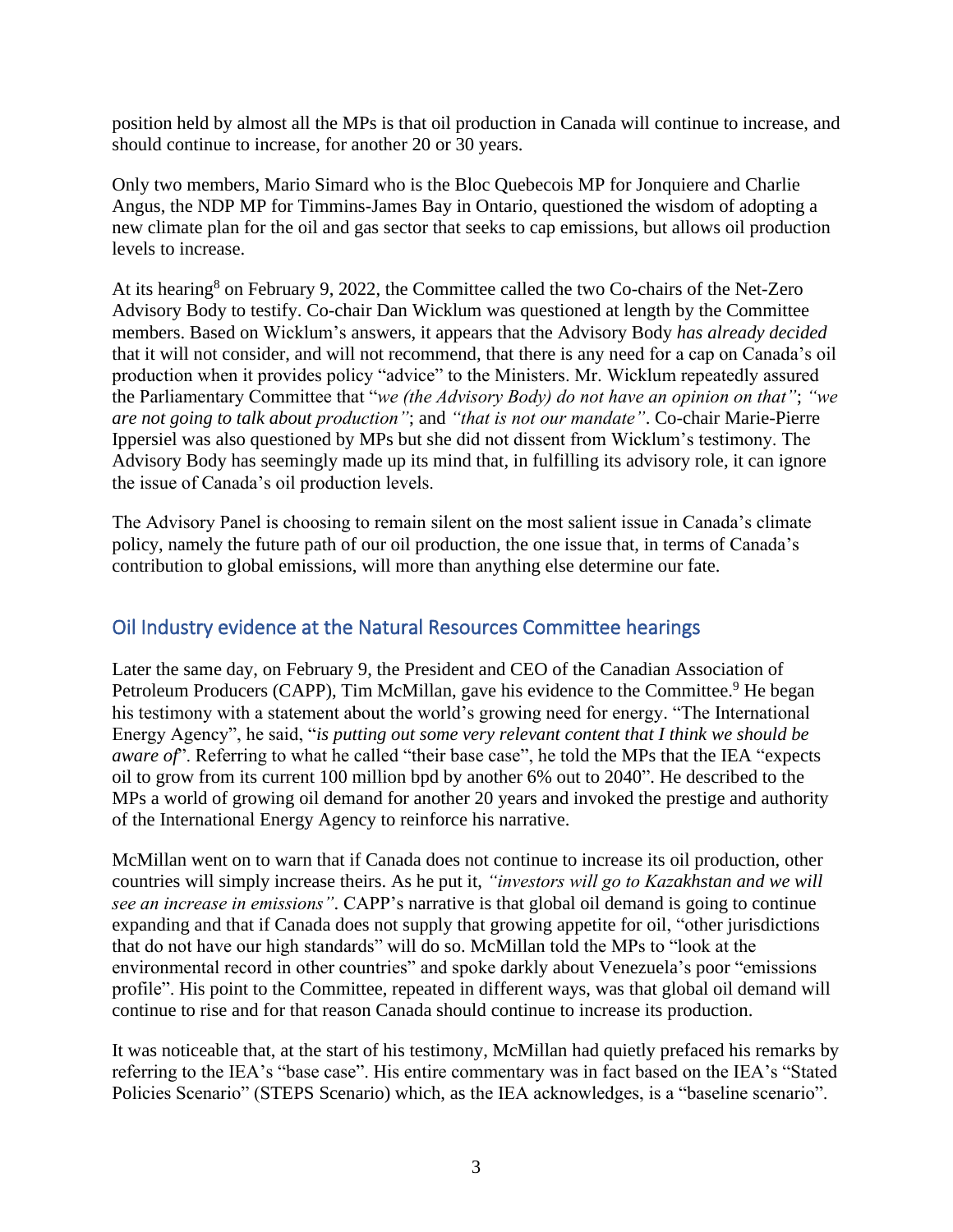position held by almost all the MPs is that oil production in Canada will continue to increase, and should continue to increase, for another 20 or 30 years.

Only two members, Mario Simard who is the Bloc Quebecois MP for Jonquiere and Charlie Angus, the NDP MP for Timmins-James Bay in Ontario, questioned the wisdom of adopting a new climate plan for the oil and gas sector that seeks to cap emissions, but allows oil production levels to increase.

At its hearing[8] on February 9, 2022, the Committee called the two Co-chairs of the Net-Zero Advisory Body to testify. Co-chair Dan Wicklum was questioned at length by the Committee members. Based on Wicklum's answers, it appears that the Advisory Body *has already decided* that it will not consider, and will not recommend, that there is any need for a cap on Canada's oil production when it provides policy "advice" to the Ministers. Mr. Wicklum repeatedly assured the Parliamentary Committee that "*we (the Advisory Body) do not have an opinion on that"*; *"we are not going to talk about production"*; and *"that is not our mandate"*. Co-chair Marie-Pierre Ippersiel was also questioned by MPs but she did not dissent from Wicklum's testimony. The Advisory Body has seemingly made up its mind that, in fulfilling its advisory role, it can ignore the issue of Canada's oil production levels.

The Advisory Panel is choosing to remain silent on the most salient issue in Canada's climate policy, namely the future path of our oil production, the one issue that, in terms of Canada's contribution to global emissions, will more than anything else determine our fate.

## Oil Industry evidence at the Natural Resources Committee hearings

Later the same day, on February 9, the President and CEO of the Canadian Association of Petroleum Producers (CAPP), Tim McMillan, gave his evidence to the Committee.[9] He began his testimony with a statement about the world's growing need for energy. "The International Energy Agency", he said, "*is putting out some very relevant content that I think we should be aware of*". Referring to what he called "their base case", he told the MPs that the IEA "expects oil to grow from its current 100 million bpd by another 6% out to 2040". He described to the MPs a world of growing oil demand for another 20 years and invoked the prestige and authority of the International Energy Agency to reinforce his narrative.

McMillan went on to warn that if Canada does not continue to increase its oil production, other countries will simply increase theirs. As he put it, *"investors will go to Kazakhstan and we will see an increase in emissions"*. CAPP's narrative is that global oil demand is going to continue expanding and that if Canada does not supply that growing appetite for oil, "other jurisdictions that do not have our high standards" will do so. McMillan told the MPs to "look at the environmental record in other countries" and spoke darkly about Venezuela's poor "emissions profile". His point to the Committee, repeated in different ways, was that global oil demand will continue to rise and for that reason Canada should continue to increase its production.

It was noticeable that, at the start of his testimony, McMillan had quietly prefaced his remarks by referring to the IEA's "base case". His entire commentary was in fact based on the IEA's "Stated Policies Scenario" (STEPS Scenario) which, as the IEA acknowledges, is a "baseline scenario".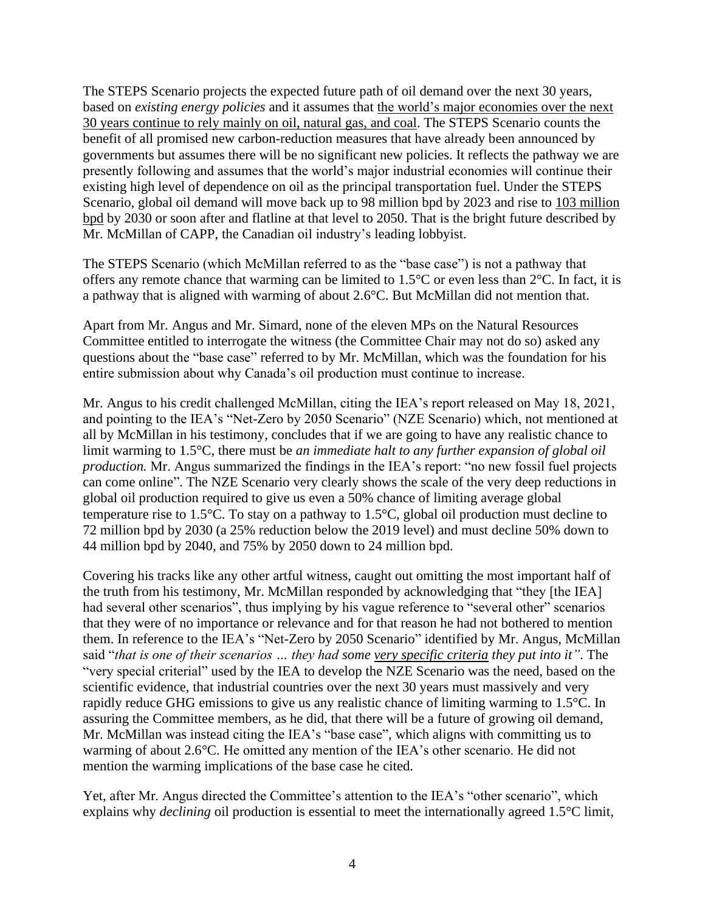The STEPS Scenario projects the expected future path of oil demand over the next 30 years, based on *existing energy policies* and it assumes that <u>the world's major economies over the next 30 years continue to rely mainly on oil, natural gas, and coal</u>. The STEPS Scenario counts the benefit of all promised new carbon-reduction measures that have already been announced by governments but assumes there will be no significant new policies. It reflects the pathway we are presently following and assumes that the world's major industrial economies will continue their existing high level of dependence on oil as the principal transportation fuel. Under the STEPS Scenario, global oil demand will move back up to 98 million bpd by 2023 and rise to <u>103 million bpd</u> by 2030 or soon after and flatline at that level to 2050. That is the bright future described by Mr. McMillan of CAPP, the Canadian oil industry's leading lobbyist.

The STEPS Scenario (which McMillan referred to as the "base case") is not a pathway that offers any remote chance that warming can be limited to 1.5°C or even less than 2°C. In fact, it is a pathway that is aligned with warming of about 2.6°C. But McMillan did not mention that.

Apart from Mr. Angus and Mr. Simard, none of the eleven MPs on the Natural Resources Committee entitled to interrogate the witness (the Committee Chair may not do so) asked any questions about the "base case" referred to by Mr. McMillan, which was the foundation for his entire submission about why Canada's oil production must continue to increase.

Mr. Angus to his credit challenged McMillan, citing the IEA's report released on May 18, 2021, and pointing to the IEA's "Net-Zero by 2050 Scenario" (NZE Scenario) which, not mentioned at all by McMillan in his testimony, concludes that if we are going to have any realistic chance to limit warming to 1.5°C, there must be *an immediate halt to any further expansion of global oil production.* Mr. Angus summarized the findings in the IEA's report: "no new fossil fuel projects can come online". The NZE Scenario very clearly shows the scale of the very deep reductions in global oil production required to give us even a 50% chance of limiting average global temperature rise to 1.5°C. To stay on a pathway to 1.5°C, global oil production must decline to 72 million bpd by 2030 (a 25% reduction below the 2019 level) and must decline 50% down to 44 million bpd by 2040, and 75% by 2050 down to 24 million bpd.

Covering his tracks like any other artful witness, caught out omitting the most important half of the truth from his testimony, Mr. McMillan responded by acknowledging that "they [the IEA] had several other scenarios", thus implying by his vague reference to "several other" scenarios that they were of no importance or relevance and for that reason he had not bothered to mention them. In reference to the IEA's "Net-Zero by 2050 Scenario" identified by Mr. Angus, McMillan said "*that is one of their scenarios … they had some <u>very specific criteria</u> they put into it"*. The "very special criterial" used by the IEA to develop the NZE Scenario was the need, based on the scientific evidence, that industrial countries over the next 30 years must massively and very rapidly reduce GHG emissions to give us any realistic chance of limiting warming to 1.5°C. In assuring the Committee members, as he did, that there will be a future of growing oil demand, Mr. McMillan was instead citing the IEA's "base case", which aligns with committing us to warming of about 2.6°C. He omitted any mention of the IEA's other scenario. He did not mention the warming implications of the base case he cited.

Yet, after Mr. Angus directed the Committee's attention to the IEA's "other scenario", which explains why *declining* oil production is essential to meet the internationally agreed 1.5°C limit,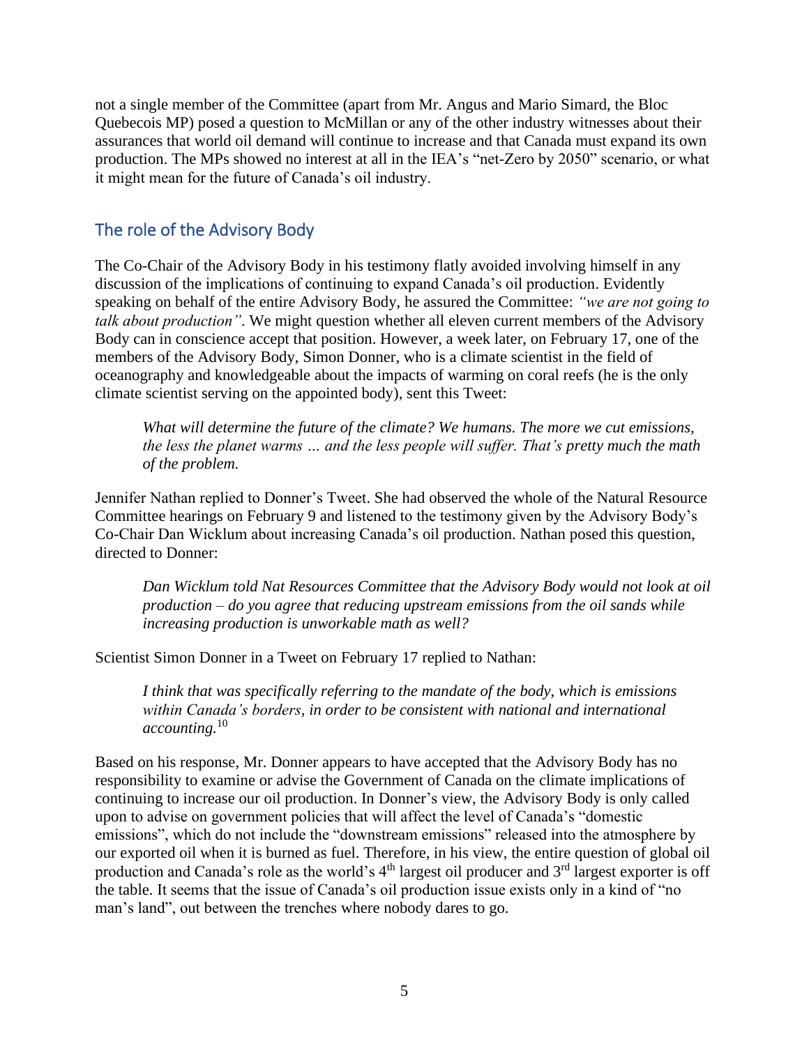not a single member of the Committee (apart from Mr. Angus and Mario Simard, the Bloc Quebecois MP) posed a question to McMillan or any of the other industry witnesses about their assurances that world oil demand will continue to increase and that Canada must expand its own production. The MPs showed no interest at all in the IEA's "net-Zero by 2050" scenario, or what it might mean for the future of Canada's oil industry.

## The role of the Advisory Body

The Co-Chair of the Advisory Body in his testimony flatly avoided involving himself in any discussion of the implications of continuing to expand Canada's oil production. Evidently speaking on behalf of the entire Advisory Body, he assured the Committee: *"we are not going to talk about production"*. We might question whether all eleven current members of the Advisory Body can in conscience accept that position. However, a week later, on February 17, one of the members of the Advisory Body, Simon Donner, who is a climate scientist in the field of oceanography and knowledgeable about the impacts of warming on coral reefs (he is the only climate scientist serving on the appointed body), sent this Tweet:

> *What will determine the future of the climate? We humans. The more we cut emissions, the less the planet warms … and the less people will suffer. That's pretty much the math of the problem.*

Jennifer Nathan replied to Donner's Tweet. She had observed the whole of the Natural Resource Committee hearings on February 9 and listened to the testimony given by the Advisory Body's Co-Chair Dan Wicklum about increasing Canada's oil production. Nathan posed this question, directed to Donner:

> *Dan Wicklum told Nat Resources Committee that the Advisory Body would not look at oil production – do you agree that reducing upstream emissions from the oil sands while increasing production is unworkable math as well?*

Scientist Simon Donner in a Tweet on February 17 replied to Nathan:

> *I think that was specifically referring to the mandate of the body, which is emissions within Canada's borders, in order to be consistent with national and international accounting.*[10]

Based on his response, Mr. Donner appears to have accepted that the Advisory Body has no responsibility to examine or advise the Government of Canada on the climate implications of continuing to increase our oil production. In Donner's view, the Advisory Body is only called upon to advise on government policies that will affect the level of Canada's "domestic emissions", which do not include the "downstream emissions" released into the atmosphere by our exported oil when it is burned as fuel. Therefore, in his view, the entire question of global oil production and Canada's role as the world's 4th largest oil producer and 3rd largest exporter is off the table. It seems that the issue of Canada's oil production issue exists only in a kind of "no man's land", out between the trenches where nobody dares to go.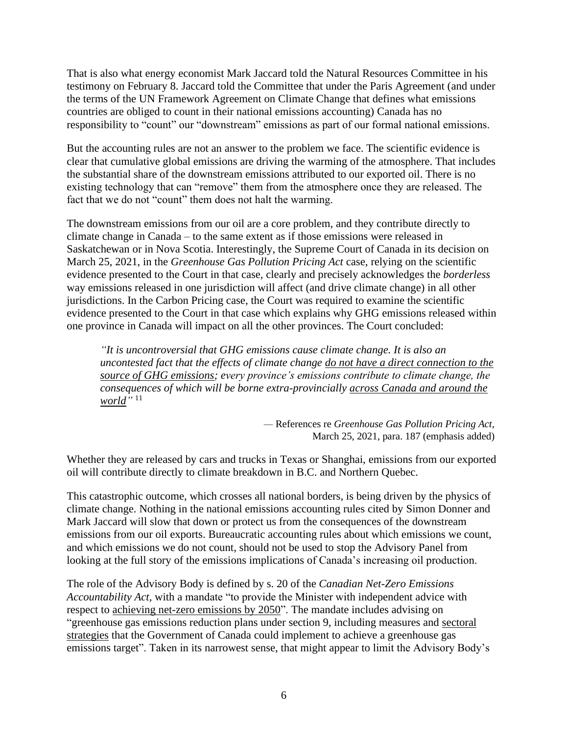That is also what energy economist Mark Jaccard told the Natural Resources Committee in his testimony on February 8. Jaccard told the Committee that under the Paris Agreement (and under the terms of the UN Framework Agreement on Climate Change that defines what emissions countries are obliged to count in their national emissions accounting) Canada has no responsibility to "count" our "downstream" emissions as part of our formal national emissions.

But the accounting rules are not an answer to the problem we face. The scientific evidence is clear that cumulative global emissions are driving the warming of the atmosphere. That includes the substantial share of the downstream emissions attributed to our exported oil. There is no existing technology that can "remove" them from the atmosphere once they are released. The fact that we do not "count" them does not halt the warming.

The downstream emissions from our oil are a core problem, and they contribute directly to climate change in Canada – to the same extent as if those emissions were released in Saskatchewan or in Nova Scotia. Interestingly, the Supreme Court of Canada in its decision on March 25, 2021, in the *Greenhouse Gas Pollution Pricing Act* case, relying on the scientific evidence presented to the Court in that case, clearly and precisely acknowledges the *borderless* way emissions released in one jurisdiction will affect (and drive climate change) in all other jurisdictions. In the Carbon Pricing case, the Court was required to examine the scientific evidence presented to the Court in that case which explains why GHG emissions released within one province in Canada will impact on all the other provinces. The Court concluded:

> *"It is uncontroversial that GHG emissions cause climate change. It is also an uncontested fact that the effects of climate change do not have a direct connection to the source of GHG emissions; every province's emissions contribute to climate change, the consequences of which will be borne extra-provincially across Canada and around the world"* [11]
>
> — References re *Greenhouse Gas Pollution Pricing Act*, March 25, 2021, para. 187 (emphasis added)

Whether they are released by cars and trucks in Texas or Shanghai, emissions from our exported oil will contribute directly to climate breakdown in B.C. and Northern Quebec.

This catastrophic outcome, which crosses all national borders, is being driven by the physics of climate change. Nothing in the national emissions accounting rules cited by Simon Donner and Mark Jaccard will slow that down or protect us from the consequences of the downstream emissions from our oil exports. Bureaucratic accounting rules about which emissions we count, and which emissions we do not count, should not be used to stop the Advisory Panel from looking at the full story of the emissions implications of Canada's increasing oil production.

The role of the Advisory Body is defined by s. 20 of the *Canadian Net-Zero Emissions Accountability Act*, with a mandate "to provide the Minister with independent advice with respect to achieving net-zero emissions by 2050". The mandate includes advising on "greenhouse gas emissions reduction plans under section 9, including measures and sectoral strategies that the Government of Canada could implement to achieve a greenhouse gas emissions target". Taken in its narrowest sense, that might appear to limit the Advisory Body's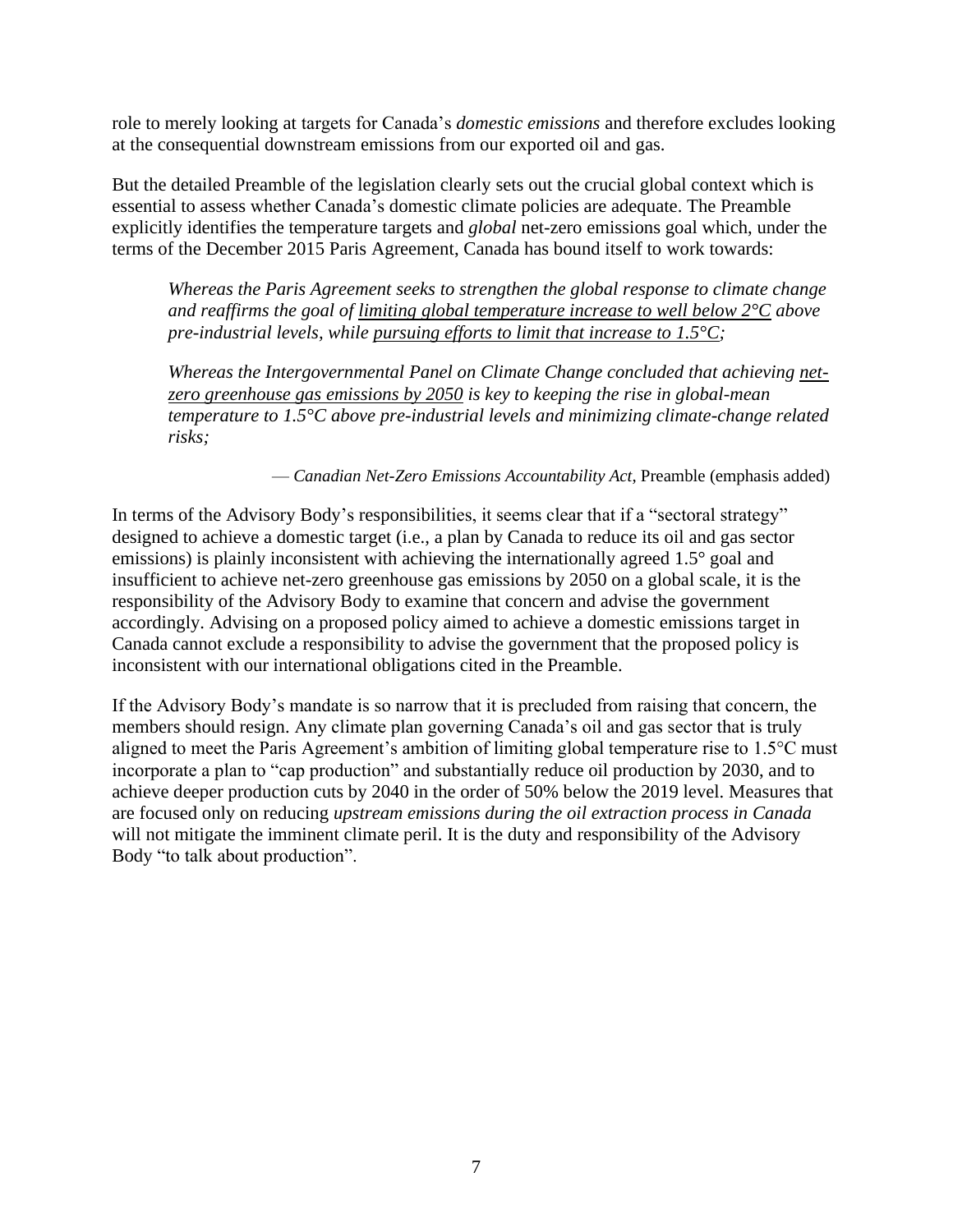role to merely looking at targets for Canada's *domestic emissions* and therefore excludes looking at the consequential downstream emissions from our exported oil and gas.

But the detailed Preamble of the legislation clearly sets out the crucial global context which is essential to assess whether Canada's domestic climate policies are adequate. The Preamble explicitly identifies the temperature targets and *global* net-zero emissions goal which, under the terms of the December 2015 Paris Agreement, Canada has bound itself to work towards:

> *Whereas the Paris Agreement seeks to strengthen the global response to climate change and reaffirms the goal of <u>limiting global temperature increase to well below 2°C</u> above pre-industrial levels, while <u>pursuing efforts to limit that increase to 1.5°C</u>;*
>
> *Whereas the Intergovernmental Panel on Climate Change concluded that achieving <u>net-zero greenhouse gas emissions by 2050</u> is key to keeping the rise in global-mean temperature to 1.5°C above pre-industrial levels and minimizing climate-change related risks;*
>
> — *Canadian Net-Zero Emissions Accountability Act*, Preamble (emphasis added)

In terms of the Advisory Body's responsibilities, it seems clear that if a "sectoral strategy" designed to achieve a domestic target (i.e., a plan by Canada to reduce its oil and gas sector emissions) is plainly inconsistent with achieving the internationally agreed 1.5° goal and insufficient to achieve net-zero greenhouse gas emissions by 2050 on a global scale, it is the responsibility of the Advisory Body to examine that concern and advise the government accordingly. Advising on a proposed policy aimed to achieve a domestic emissions target in Canada cannot exclude a responsibility to advise the government that the proposed policy is inconsistent with our international obligations cited in the Preamble.

If the Advisory Body's mandate is so narrow that it is precluded from raising that concern, the members should resign. Any climate plan governing Canada's oil and gas sector that is truly aligned to meet the Paris Agreement's ambition of limiting global temperature rise to 1.5°C must incorporate a plan to "cap production" and substantially reduce oil production by 2030, and to achieve deeper production cuts by 2040 in the order of 50% below the 2019 level. Measures that are focused only on reducing *upstream emissions during the oil extraction process in Canada* will not mitigate the imminent climate peril. It is the duty and responsibility of the Advisory Body "to talk about production".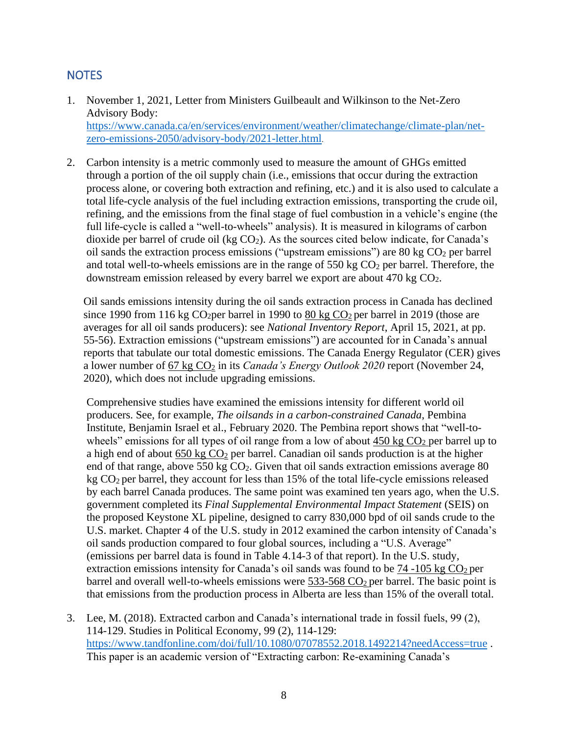## NOTES

1. November 1, 2021, Letter from Ministers Guilbeault and Wilkinson to the Net-Zero Advisory Body: https://www.canada.ca/en/services/environment/weather/climatechange/climate-plan/net-zero-emissions-2050/advisory-body/2021-letter.html.

2. Carbon intensity is a metric commonly used to measure the amount of GHGs emitted through a portion of the oil supply chain (i.e., emissions that occur during the extraction process alone, or covering both extraction and refining, etc.) and it is also used to calculate a total life-cycle analysis of the fuel including extraction emissions, transporting the crude oil, refining, and the emissions from the final stage of fuel combustion in a vehicle's engine (the full life-cycle is called a "well-to-wheels" analysis). It is measured in kilograms of carbon dioxide per barrel of crude oil (kg $CO_2$). As the sources cited below indicate, for Canada's oil sands the extraction process emissions ("upstream emissions") are 80 kg $CO_2$ per barrel and total well-to-wheels emissions are in the range of 550 kg $CO_2$ per barrel. Therefore, the downstream emission released by every barrel we export are about 470 kg $CO_2$.

   Oil sands emissions intensity during the oil sands extraction process in Canada has declined since 1990 from 116 kg $CO_2$per barrel in 1990 to 80 kg $CO_2$ per barrel in 2019 (those are averages for all oil sands producers): see *National Inventory Report*, April 15, 2021, at pp. 55-56). Extraction emissions ("upstream emissions") are accounted for in Canada's annual reports that tabulate our total domestic emissions. The Canada Energy Regulator (CER) gives a lower number of 67 kg $CO_2$ in its *Canada's Energy Outlook 2020* report (November 24, 2020), which does not include upgrading emissions.

   Comprehensive studies have examined the emissions intensity for different world oil producers. See, for example, *The oilsands in a carbon-constrained Canada*, Pembina Institute, Benjamin Israel et al., February 2020. The Pembina report shows that "well-to-wheels" emissions for all types of oil range from a low of about 450 kg $CO_2$ per barrel up to a high end of about 650 kg $CO_2$ per barrel. Canadian oil sands production is at the higher end of that range, above 550 kg $CO_2$. Given that oil sands extraction emissions average 80 kg $CO_2$ per barrel, they account for less than 15% of the total life-cycle emissions released by each barrel Canada produces. The same point was examined ten years ago, when the U.S. government completed its *Final Supplemental Environmental Impact Statement* (SEIS) on the proposed Keystone XL pipeline, designed to carry 830,000 bpd of oil sands crude to the U.S. market. Chapter 4 of the U.S. study in 2012 examined the carbon intensity of Canada's oil sands production compared to four global sources, including a "U.S. Average" (emissions per barrel data is found in Table 4.14-3 of that report). In the U.S. study, extraction emissions intensity for Canada's oil sands was found to be 74 -105 kg $CO_2$ per barrel and overall well-to-wheels emissions were 533-568 $CO_2$ per barrel. The basic point is that emissions from the production process in Alberta are less than 15% of the overall total.

3. Lee, M. (2018). Extracted carbon and Canada's international trade in fossil fuels, 99 (2), 114-129. Studies in Political Economy, 99 (2), 114-129: https://www.tandfonline.com/doi/full/10.1080/07078552.2018.1492214?needAccess=true . This paper is an academic version of "Extracting carbon: Re-examining Canada's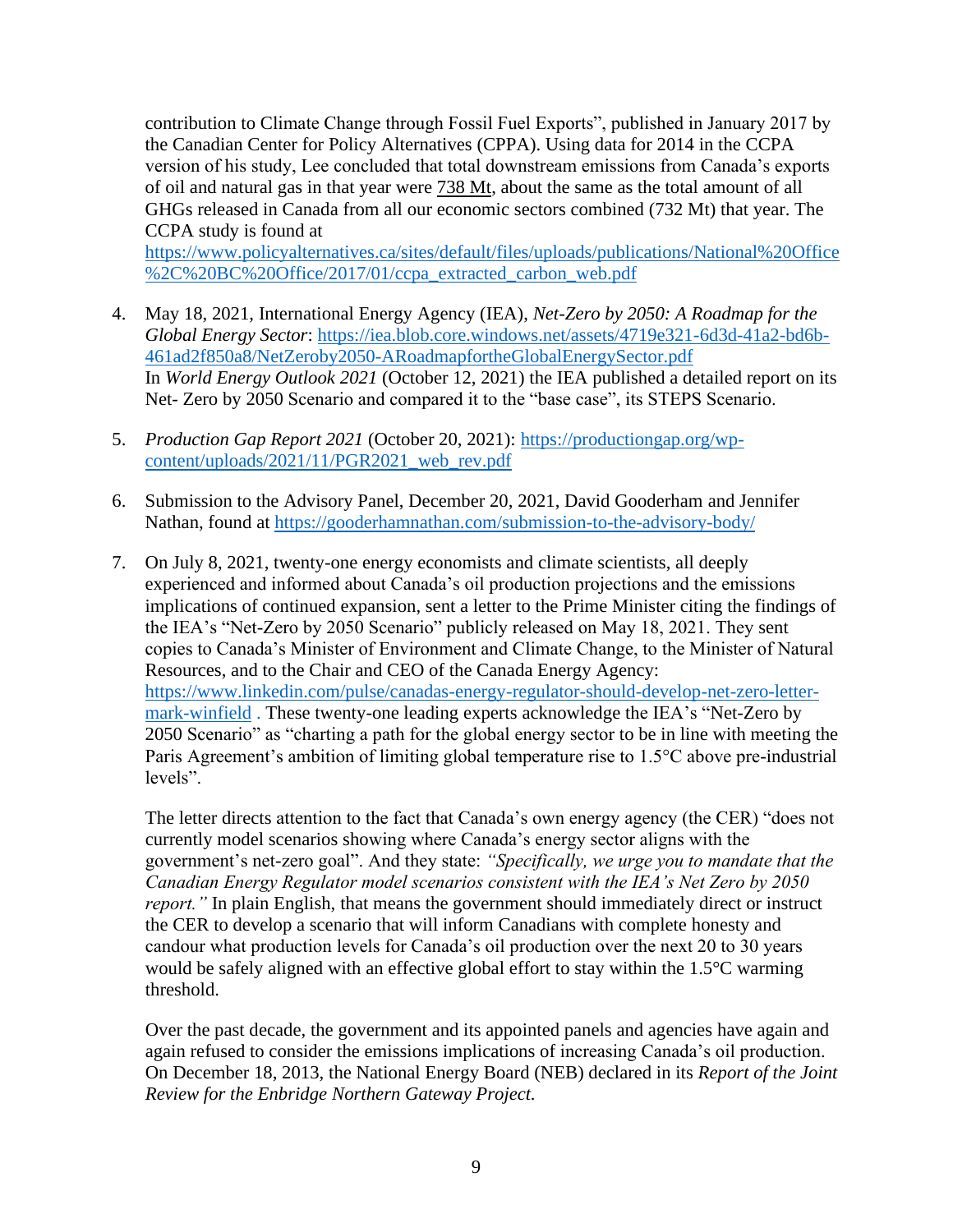contribution to Climate Change through Fossil Fuel Exports", published in January 2017 by the Canadian Center for Policy Alternatives (CPPA). Using data for 2014 in the CCPA version of his study, Lee concluded that total downstream emissions from Canada's exports of oil and natural gas in that year were 738 Mt, about the same as the total amount of all GHGs released in Canada from all our economic sectors combined (732 Mt) that year. The CCPA study is found at https://www.policyalternatives.ca/sites/default/files/uploads/publications/National%20Office%2C%20BC%20Office/2017/01/ccpa_extracted_carbon_web.pdf

4. May 18, 2021, International Energy Agency (IEA), *Net-Zero by 2050: A Roadmap for the Global Energy Sector*: https://iea.blob.core.windows.net/assets/4719e321-6d3d-41a2-bd6b-461ad2f850a8/NetZeroby2050-ARoadmapfortheGlobalEnergySector.pdf
   In *World Energy Outlook 2021* (October 12, 2021) the IEA published a detailed report on its Net- Zero by 2050 Scenario and compared it to the "base case", its STEPS Scenario.

5. *Production Gap Report 2021* (October 20, 2021): https://productiongap.org/wp-content/uploads/2021/11/PGR2021_web_rev.pdf

6. Submission to the Advisory Panel, December 20, 2021, David Gooderham and Jennifer Nathan, found at https://gooderhamnathan.com/submission-to-the-advisory-body/

7. On July 8, 2021, twenty-one energy economists and climate scientists, all deeply experienced and informed about Canada's oil production projections and the emissions implications of continued expansion, sent a letter to the Prime Minister citing the findings of the IEA's "Net-Zero by 2050 Scenario" publicly released on May 18, 2021. They sent copies to Canada's Minister of Environment and Climate Change, to the Minister of Natural Resources, and to the Chair and CEO of the Canada Energy Agency: https://www.linkedin.com/pulse/canadas-energy-regulator-should-develop-net-zero-letter-mark-winfield . These twenty-one leading experts acknowledge the IEA's "Net-Zero by 2050 Scenario" as "charting a path for the global energy sector to be in line with meeting the Paris Agreement's ambition of limiting global temperature rise to 1.5°C above pre-industrial levels".

   The letter directs attention to the fact that Canada's own energy agency (the CER) "does not currently model scenarios showing where Canada's energy sector aligns with the government's net-zero goal". And they state: *"Specifically, we urge you to mandate that the Canadian Energy Regulator model scenarios consistent with the IEA's Net Zero by 2050 report."* In plain English, that means the government should immediately direct or instruct the CER to develop a scenario that will inform Canadians with complete honesty and candour what production levels for Canada's oil production over the next 20 to 30 years would be safely aligned with an effective global effort to stay within the 1.5°C warming threshold.

   Over the past decade, the government and its appointed panels and agencies have again and again refused to consider the emissions implications of increasing Canada's oil production. On December 18, 2013, the National Energy Board (NEB) declared in its *Report of the Joint Review for the Enbridge Northern Gateway Project.*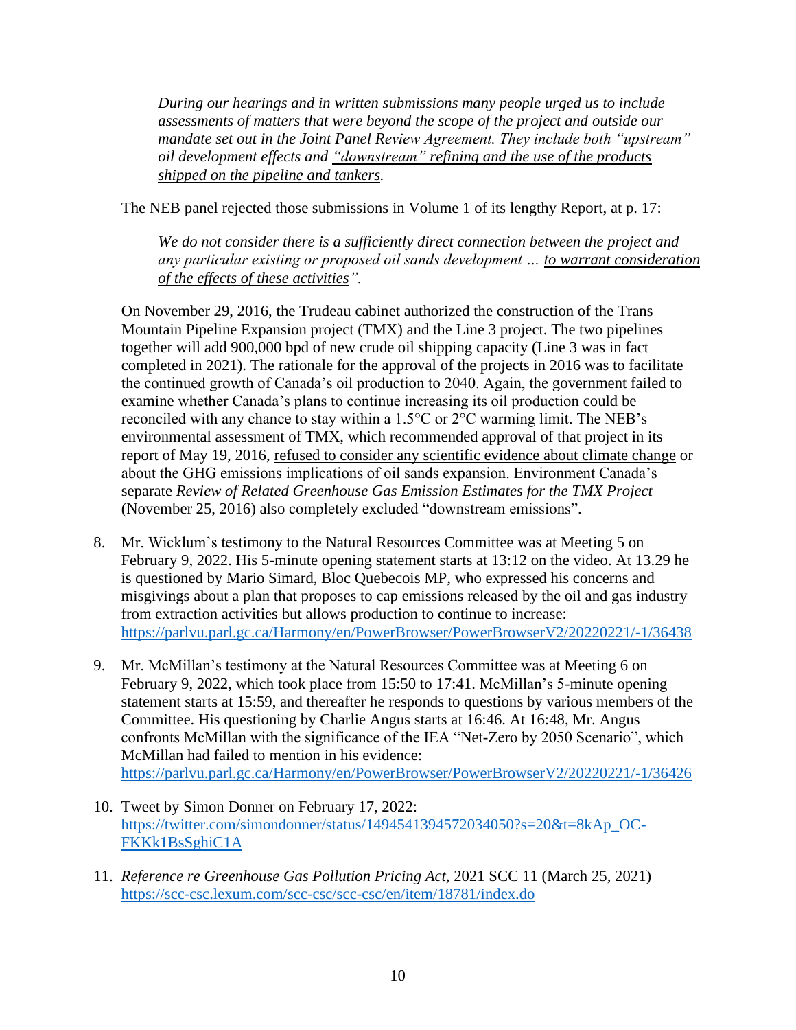*During our hearings and in written submissions many people urged us to include assessments of matters that were beyond the scope of the project and outside our mandate set out in the Joint Panel Review Agreement. They include both "upstream" oil development effects and "downstream" refining and the use of the products shipped on the pipeline and tankers.*

The NEB panel rejected those submissions in Volume 1 of its lengthy Report, at p. 17:

*We do not consider there is a sufficiently direct connection between the project and any particular existing or proposed oil sands development … to warrant consideration of the effects of these activities".*

On November 29, 2016, the Trudeau cabinet authorized the construction of the Trans Mountain Pipeline Expansion project (TMX) and the Line 3 project. The two pipelines together will add 900,000 bpd of new crude oil shipping capacity (Line 3 was in fact completed in 2021). The rationale for the approval of the projects in 2016 was to facilitate the continued growth of Canada's oil production to 2040. Again, the government failed to examine whether Canada's plans to continue increasing its oil production could be reconciled with any chance to stay within a 1.5°C or 2°C warming limit. The NEB's environmental assessment of TMX, which recommended approval of that project in its report of May 19, 2016, refused to consider any scientific evidence about climate change or about the GHG emissions implications of oil sands expansion. Environment Canada's separate *Review of Related Greenhouse Gas Emission Estimates for the TMX Project* (November 25, 2016) also completely excluded "downstream emissions".

8. Mr. Wicklum's testimony to the Natural Resources Committee was at Meeting 5 on February 9, 2022. His 5-minute opening statement starts at 13:12 on the video. At 13.29 he is questioned by Mario Simard, Bloc Quebecois MP, who expressed his concerns and misgivings about a plan that proposes to cap emissions released by the oil and gas industry from extraction activities but allows production to continue to increase: https://parlvu.parl.gc.ca/Harmony/en/PowerBrowser/PowerBrowserV2/20220221/-1/36438

9. Mr. McMillan's testimony at the Natural Resources Committee was at Meeting 6 on February 9, 2022, which took place from 15:50 to 17:41. McMillan's 5-minute opening statement starts at 15:59, and thereafter he responds to questions by various members of the Committee. His questioning by Charlie Angus starts at 16:46. At 16:48, Mr. Angus confronts McMillan with the significance of the IEA "Net-Zero by 2050 Scenario", which McMillan had failed to mention in his evidence: https://parlvu.parl.gc.ca/Harmony/en/PowerBrowser/PowerBrowserV2/20220221/-1/36426

10. Tweet by Simon Donner on February 17, 2022: https://twitter.com/simondonner/status/1494541394572034050?s=20&t=8kAp_OC-FKKk1BsSghiC1A

11. *Reference re Greenhouse Gas Pollution Pricing Act*, 2021 SCC 11 (March 25, 2021) https://scc-csc.lexum.com/scc-csc/scc-csc/en/item/18781/index.do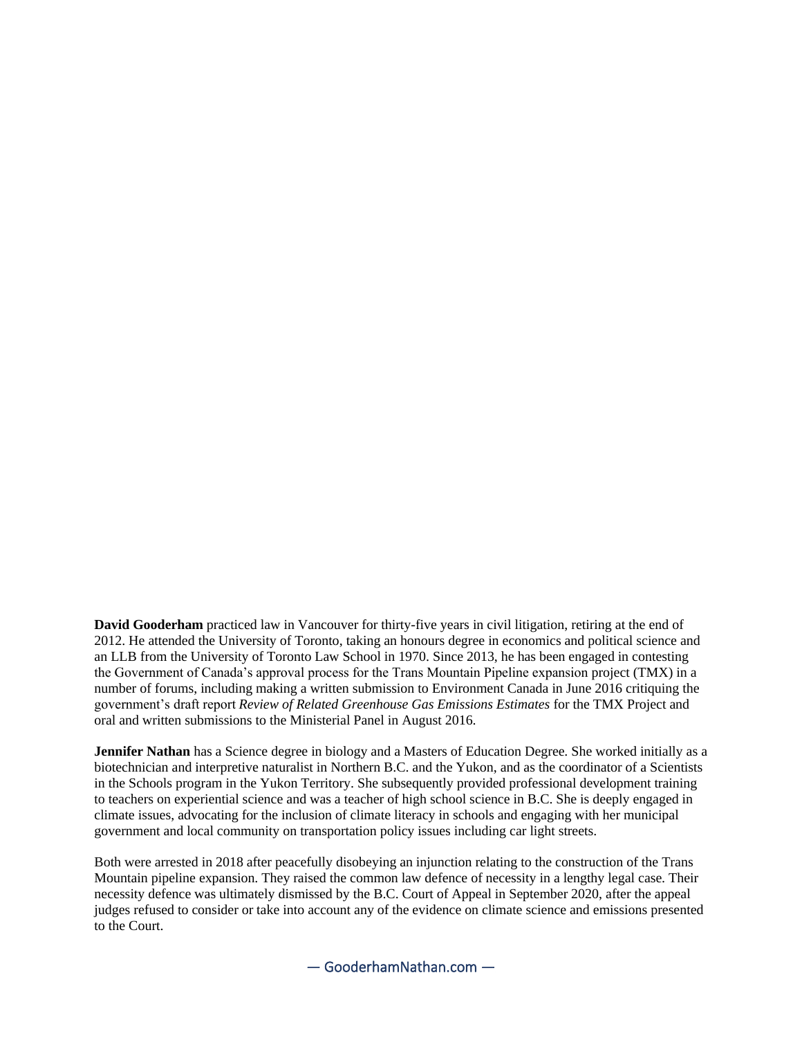**David Gooderham** practiced law in Vancouver for thirty-five years in civil litigation, retiring at the end of 2012. He attended the University of Toronto, taking an honours degree in economics and political science and an LLB from the University of Toronto Law School in 1970. Since 2013, he has been engaged in contesting the Government of Canada's approval process for the Trans Mountain Pipeline expansion project (TMX) in a number of forums, including making a written submission to Environment Canada in June 2016 critiquing the government's draft report *Review of Related Greenhouse Gas Emissions Estimates* for the TMX Project and oral and written submissions to the Ministerial Panel in August 2016.

**Jennifer Nathan** has a Science degree in biology and a Masters of Education Degree. She worked initially as a biotechnician and interpretive naturalist in Northern B.C. and the Yukon, and as the coordinator of a Scientists in the Schools program in the Yukon Territory. She subsequently provided professional development training to teachers on experiential science and was a teacher of high school science in B.C. She is deeply engaged in climate issues, advocating for the inclusion of climate literacy in schools and engaging with her municipal government and local community on transportation policy issues including car light streets.

Both were arrested in 2018 after peacefully disobeying an injunction relating to the construction of the Trans Mountain pipeline expansion. They raised the common law defence of necessity in a lengthy legal case. Their necessity defence was ultimately dismissed by the B.C. Court of Appeal in September 2020, after the appeal judges refused to consider or take into account any of the evidence on climate science and emissions presented to the Court.

— GooderhamNathan.com —